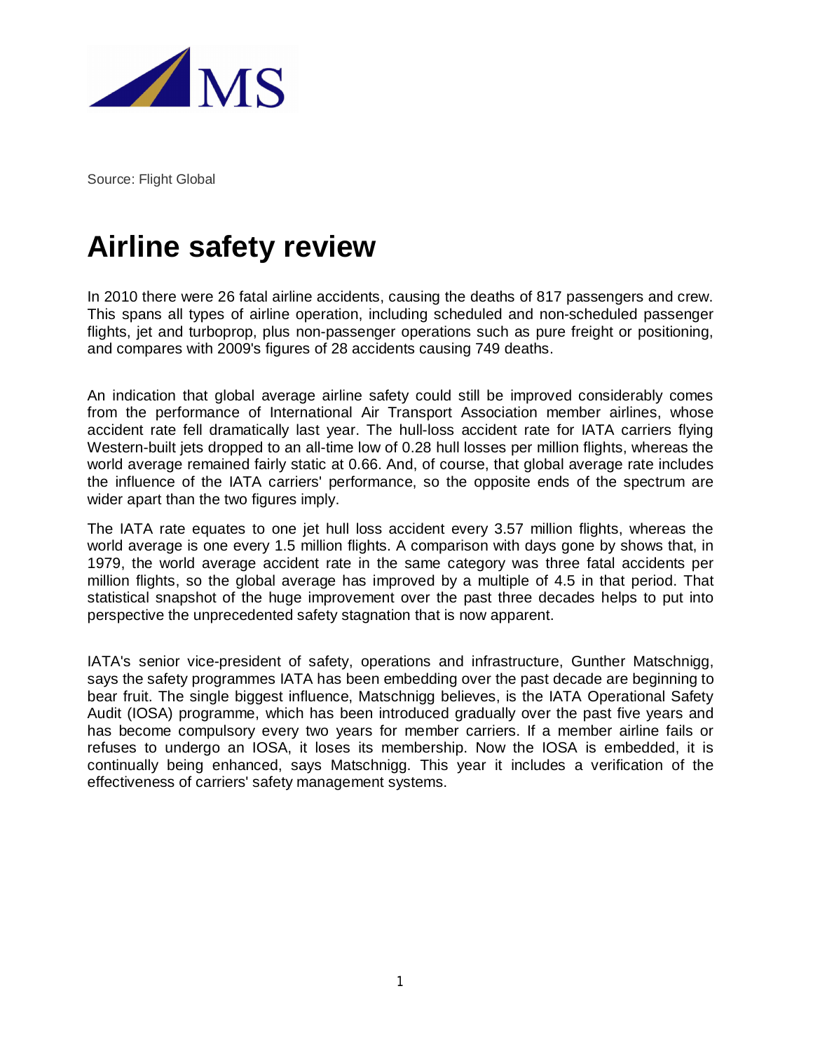Source: Flight Global

# Airline safety review

In 2010 there were 26 fatal airline accidents, causing the deaths of 817 passengers and crew. This spans all types of airline operation, including scheduled and non-scheduled passenger flights, jet and turboprop, plus non-passenger operations such as pure freight or positioning, and compares with 2009's figures of 28 accidents causing 749 deaths.

An indication that global average airline safety could still be improved considerably comes from the performance of International Air Transport Association member airlines, whose accident rate fell dramatically last year. The hull-loss accident rate for IATA carriers flying Western-built jets dropped to an all-time low of 0.28 hull losses per million flights, whereas the world average remained fairly static at 0.66. And, of course, that global average rate includes the influence of the IATA carriers' performance, so the opposite ends of the spectrum are wider apart than the two figures imply.

The IATA rate equates to one jet hull loss accident every 3.57 million flights, whereas the world average is one every 1.5 million flights. A comparison with days gone by shows that, in 1979, the world average accident rate in the same category was three fatal accidents per million flights, so the global average has improved by a multiple of 4.5 in that period. That statistical snapshot of the huge improvement over the past three decades helps to put into perspective the unprecedented safety stagnation that is now apparent.

IATA's senior vice-president of safety, operations and infrastructure, Gunther Matschnigg, says the safety programmes IATA has been embedding over the past decade are beginning to bear fruit. The single biggest influence, Matschnigg believes, is the IATA Operational Safety Audit (IOSA) programme, which has been introduced gradually over the past five years and has become compulsory every two years for member carriers. If a member airline fails or refuses to undergo an IOSA, it loses its membership. Now the IOSA is embedded, it is continually being enhanced, says Matschnigg. This year it includes a verification of the effectiveness of carriers' safety management systems.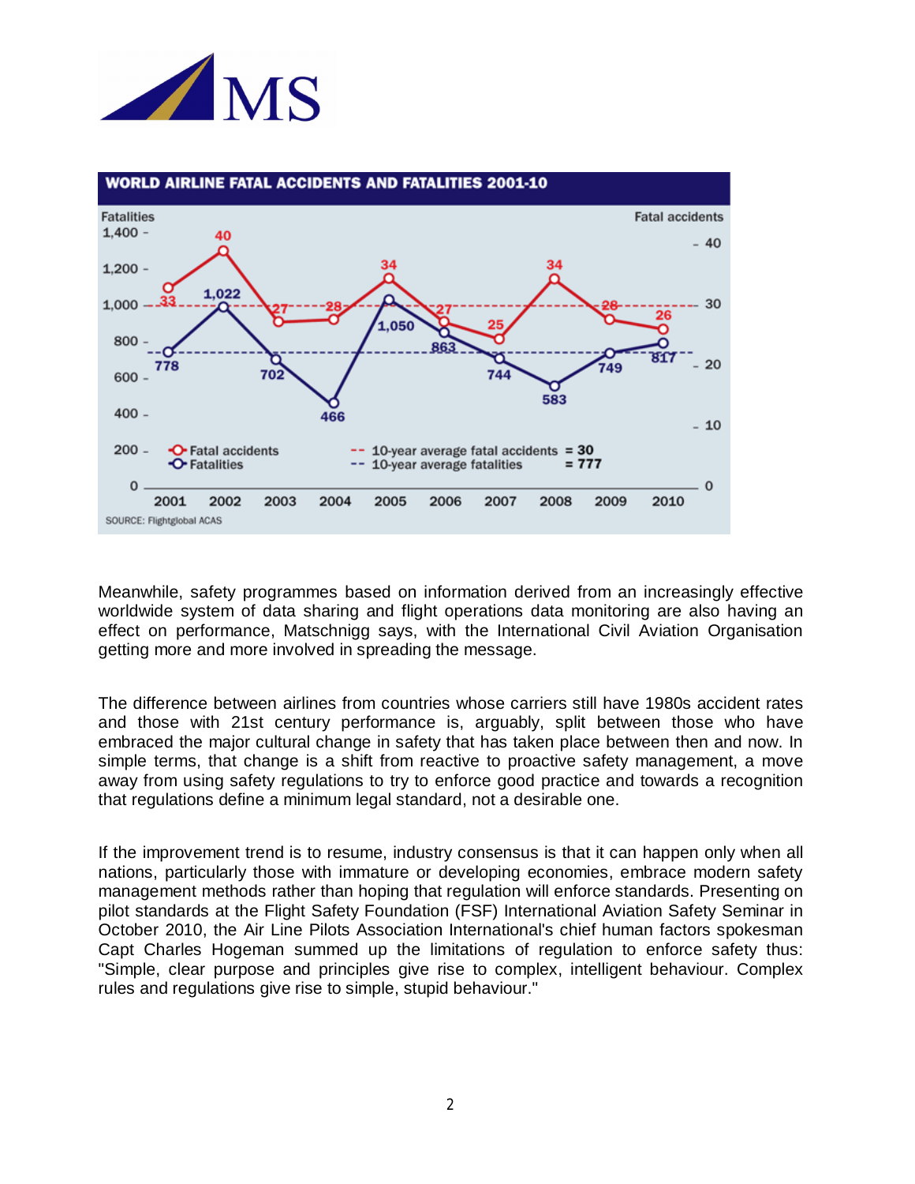WORLD AIRLINE FATAL ACCIDENTS AND FATALITIES 2001-10

Fatalities

Fatal accidents

1,400
1,200
1,000
800
600
400
200
0

40
30
20
10
0

40 33 27 28 34 27 25 34 28 26

778 1,022 702 466 1,050 863 744 583 749 817

2001 2002 2003 2004 2005 2006 2007 2008 2009 2010

Fatal accidents
Fatalities

10-year average fatal accidents = 30
10-year average fatalities = 777

SOURCE: Flightglobal ACAS

Meanwhile, safety programmes based on information derived from an increasingly effective worldwide system of data sharing and flight operations data monitoring are also having an effect on performance, Matschnigg says, with the International Civil Aviation Organisation getting more and more involved in spreading the message.

The difference between airlines from countries whose carriers still have 1980s accident rates and those with 21st century performance is, arguably, split between those who have embraced the major cultural change in safety that has taken place between then and now. In simple terms, that change is a shift from reactive to proactive safety management, a move away from using safety regulations to try to enforce good practice and towards a recognition that regulations define a minimum legal standard, not a desirable one.

If the improvement trend is to resume, industry consensus is that it can happen only when all nations, particularly those with immature or developing economies, embrace modern safety management methods rather than hoping that regulation will enforce standards. Presenting on pilot standards at the Flight Safety Foundation (FSF) International Aviation Safety Seminar in October 2010, the Air Line Pilots Association International's chief human factors spokesman Capt Charles Hogeman summed up the limitations of regulation to enforce safety thus: "Simple, clear purpose and principles give rise to complex, intelligent behaviour. Complex rules and regulations give rise to simple, stupid behaviour."